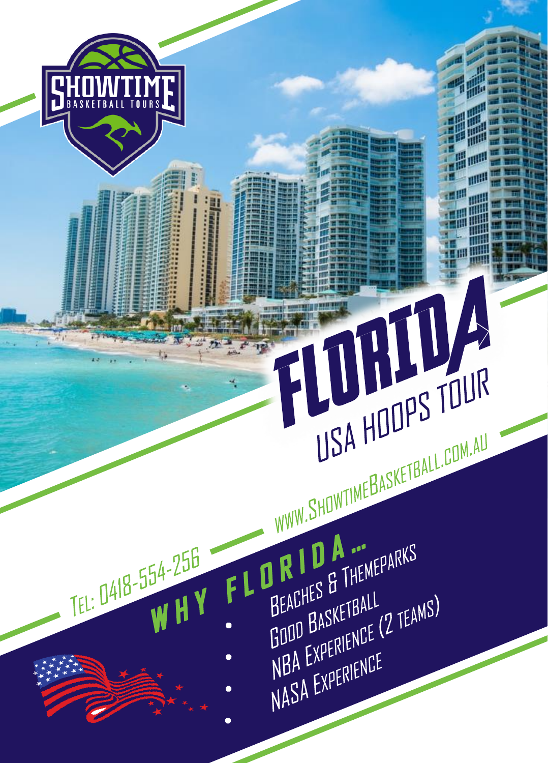SHOWTIME BASKETBALL TOURS

# FLORIDA

## USA HOOPS TOUR

WWW.SHOWTIMEBASKETBALL.COM.AU

TEL: 0418-554-256

### WHY FLORIDA...

- Beaches & Themeparks
- Good Basketball
- NBA Experience (2 teams)
- NASA Experience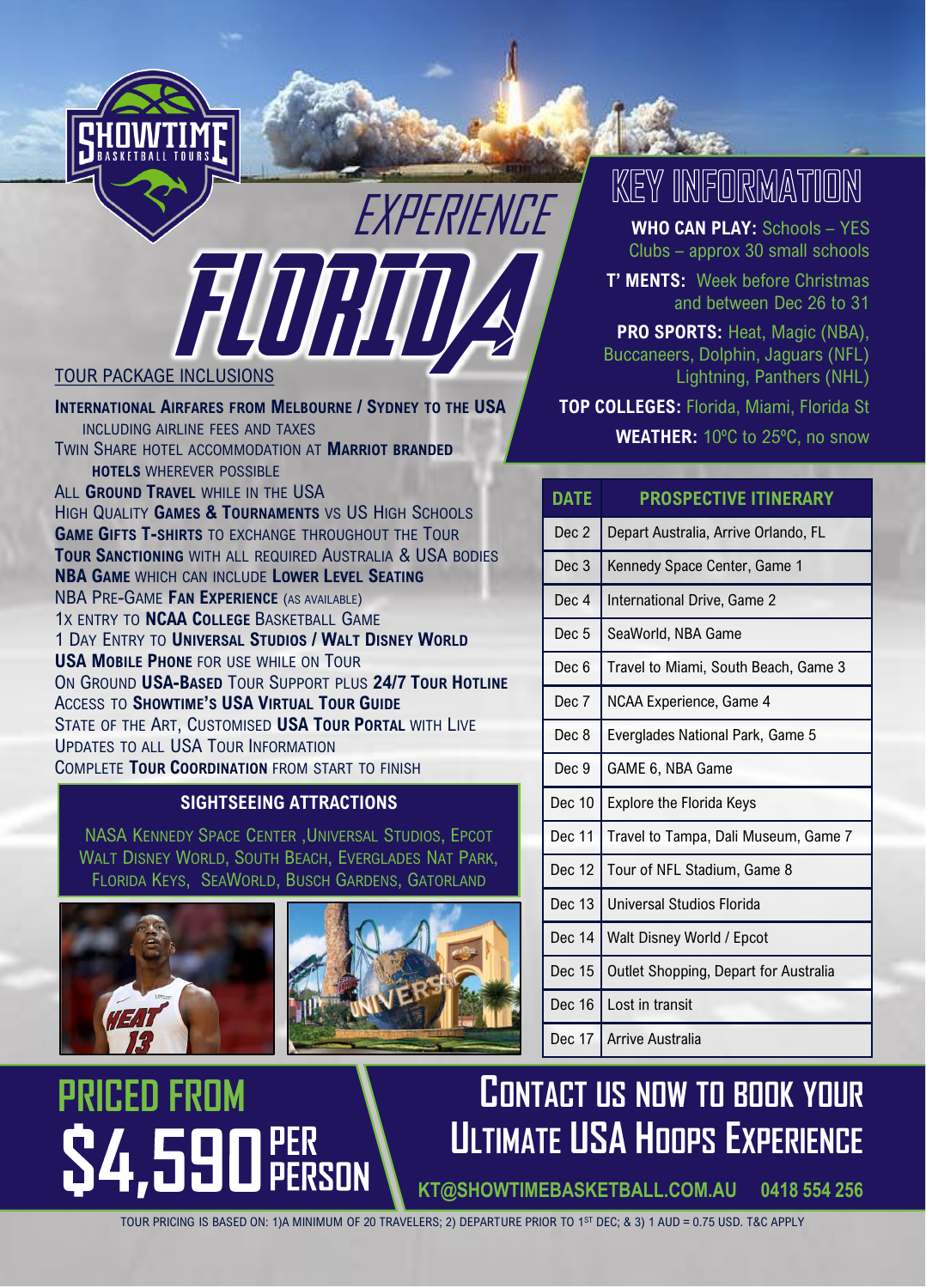# EXPERIENCE FLORIDA

## TOUR PACKAGE INCLUSIONS

- **International Airfares from Melbourne / Sydney to the USA** including airline fees and taxes
- Twin share hotel accommodation at **Marriot branded hotels** wherever possible
- All **Ground Travel** while in the USA
- High Quality **Games & Tournaments** vs US High Schools
- **Game Gifts T-Shirts** to exchange throughout the Tour
- **Tour Sanctioning** with all required Australia & USA bodies
- **NBA Game** which can include **Lower Level Seating**
- NBA Pre-Game **Fan Experience** (as available)
- 1x entry to **NCAA College** Basketball Game
- 1 Day Entry to **Universal Studios / Walt Disney World**
- **USA Mobile Phone** for use while on Tour
- On Ground **USA-Based** Tour Support plus **24/7 Tour Hotline**
- Access to **Showtime's USA Virtual Tour Guide**
- State of the Art, Customised **USA Tour Portal** with Live Updates to all USA Tour Information
- Complete **Tour Coordination** from start to finish

### SIGHTSEEING ATTRACTIONS

NASA Kennedy Space Center ,Universal Studios, Epcot Walt Disney World, South Beach, Everglades Nat Park, Florida Keys, SeaWorld, Busch Gardens, Gatorland

## KEY INFORMATION

**WHO CAN PLAY:** Schools – YES Clubs – approx 30 small schools

**T' MENTS:** Week before Christmas and between Dec 26 to 31

**PRO SPORTS:** Heat, Magic (NBA), Buccaneers, Dolphin, Jaguars (NFL) Lightning, Panthers (NHL)

**TOP COLLEGES:** Florida, Miami, Florida St

**WEATHER:** 10ºC to 25ºC, no snow

| DATE | PROSPECTIVE ITINERARY |
|---|---|
| Dec 2 | Depart Australia, Arrive Orlando, FL |
| Dec 3 | Kennedy Space Center, Game 1 |
| Dec 4 | International Drive, Game 2 |
| Dec 5 | SeaWorld, NBA Game |
| Dec 6 | Travel to Miami, South Beach, Game 3 |
| Dec 7 | NCAA Experience, Game 4 |
| Dec 8 | Everglades National Park, Game 5 |
| Dec 9 | GAME 6, NBA Game |
| Dec 10 | Explore the Florida Keys |
| Dec 11 | Travel to Tampa, Dali Museum, Game 7 |
| Dec 12 | Tour of NFL Stadium, Game 8 |
| Dec 13 | Universal Studios Florida |
| Dec 14 | Walt Disney World / Epcot |
| Dec 15 | Outlet Shopping, Depart for Australia |
| Dec 16 | Lost in transit |
| Dec 17 | Arrive Australia |

## PRICED FROM $4,590 PER PERSON

## Contact us now to book your Ultimate USA Hoops Experience

KT@SHOWTIMEBASKETBALL.COM.AU 0418 554 256

TOUR PRICING IS BASED ON: 1)A MINIMUM OF 20 TRAVELERS; 2) DEPARTURE PRIOR TO 1ST DEC; & 3) 1 AUD = 0.75 USD. T&C APPLY